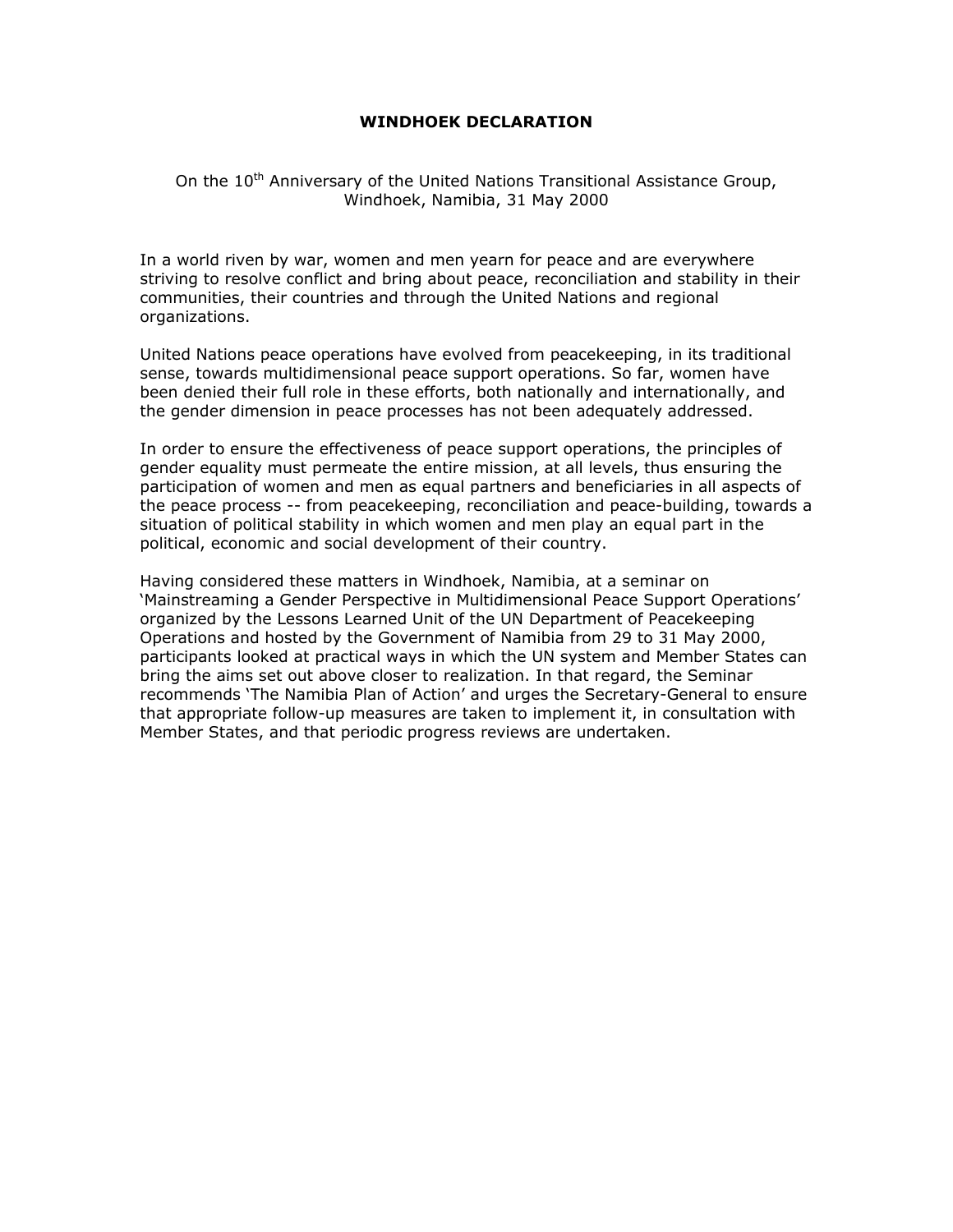# WINDHOEK DECLARATION

On the 10th Anniversary of the United Nations Transitional Assistance Group, Windhoek, Namibia, 31 May 2000

In a world riven by war, women and men yearn for peace and are everywhere striving to resolve conflict and bring about peace, reconciliation and stability in their communities, their countries and through the United Nations and regional organizations.

United Nations peace operations have evolved from peacekeeping, in its traditional sense, towards multidimensional peace support operations. So far, women have been denied their full role in these efforts, both nationally and internationally, and the gender dimension in peace processes has not been adequately addressed.

In order to ensure the effectiveness of peace support operations, the principles of gender equality must permeate the entire mission, at all levels, thus ensuring the participation of women and men as equal partners and beneficiaries in all aspects of the peace process -- from peacekeeping, reconciliation and peace-building, towards a situation of political stability in which women and men play an equal part in the political, economic and social development of their country.

Having considered these matters in Windhoek, Namibia, at a seminar on 'Mainstreaming a Gender Perspective in Multidimensional Peace Support Operations' organized by the Lessons Learned Unit of the UN Department of Peacekeeping Operations and hosted by the Government of Namibia from 29 to 31 May 2000, participants looked at practical ways in which the UN system and Member States can bring the aims set out above closer to realization. In that regard, the Seminar recommends 'The Namibia Plan of Action' and urges the Secretary-General to ensure that appropriate follow-up measures are taken to implement it, in consultation with Member States, and that periodic progress reviews are undertaken.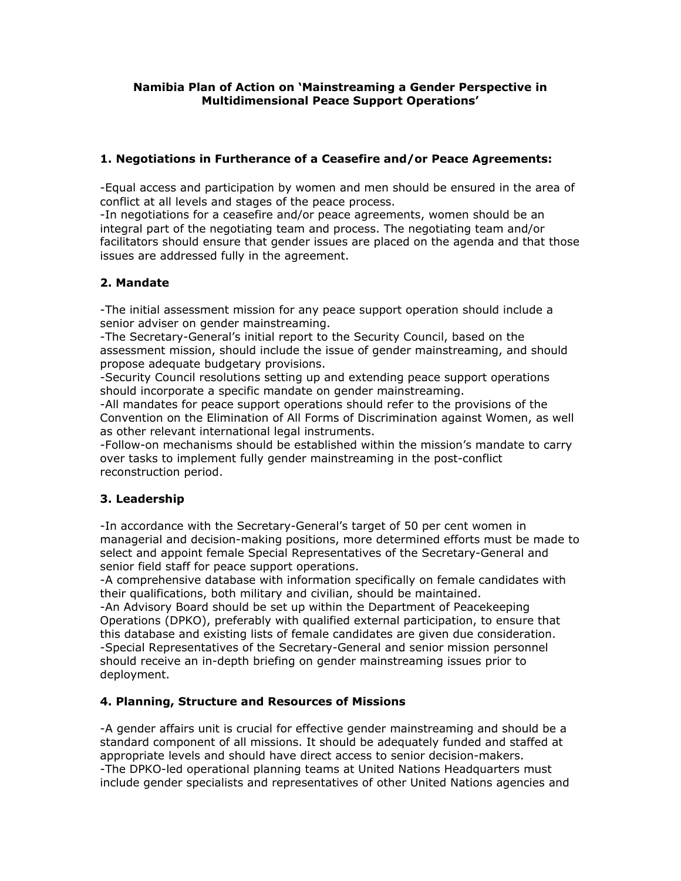**Namibia Plan of Action on 'Mainstreaming a Gender Perspective in Multidimensional Peace Support Operations'**

## 1. Negotiations in Furtherance of a Ceasefire and/or Peace Agreements:

-Equal access and participation by women and men should be ensured in the area of conflict at all levels and stages of the peace process.
-In negotiations for a ceasefire and/or peace agreements, women should be an integral part of the negotiating team and process. The negotiating team and/or facilitators should ensure that gender issues are placed on the agenda and that those issues are addressed fully in the agreement.

## 2. Mandate

-The initial assessment mission for any peace support operation should include a senior adviser on gender mainstreaming.
-The Secretary-General's initial report to the Security Council, based on the assessment mission, should include the issue of gender mainstreaming, and should propose adequate budgetary provisions.
-Security Council resolutions setting up and extending peace support operations should incorporate a specific mandate on gender mainstreaming.
-All mandates for peace support operations should refer to the provisions of the Convention on the Elimination of All Forms of Discrimination against Women, as well as other relevant international legal instruments.
-Follow-on mechanisms should be established within the mission's mandate to carry over tasks to implement fully gender mainstreaming in the post-conflict reconstruction period.

## 3. Leadership

-In accordance with the Secretary-General's target of 50 per cent women in managerial and decision-making positions, more determined efforts must be made to select and appoint female Special Representatives of the Secretary-General and senior field staff for peace support operations.
-A comprehensive database with information specifically on female candidates with their qualifications, both military and civilian, should be maintained.
-An Advisory Board should be set up within the Department of Peacekeeping Operations (DPKO), preferably with qualified external participation, to ensure that this database and existing lists of female candidates are given due consideration.
-Special Representatives of the Secretary-General and senior mission personnel should receive an in-depth briefing on gender mainstreaming issues prior to deployment.

## 4. Planning, Structure and Resources of Missions

-A gender affairs unit is crucial for effective gender mainstreaming and should be a standard component of all missions. It should be adequately funded and staffed at appropriate levels and should have direct access to senior decision-makers.
-The DPKO-led operational planning teams at United Nations Headquarters must include gender specialists and representatives of other United Nations agencies and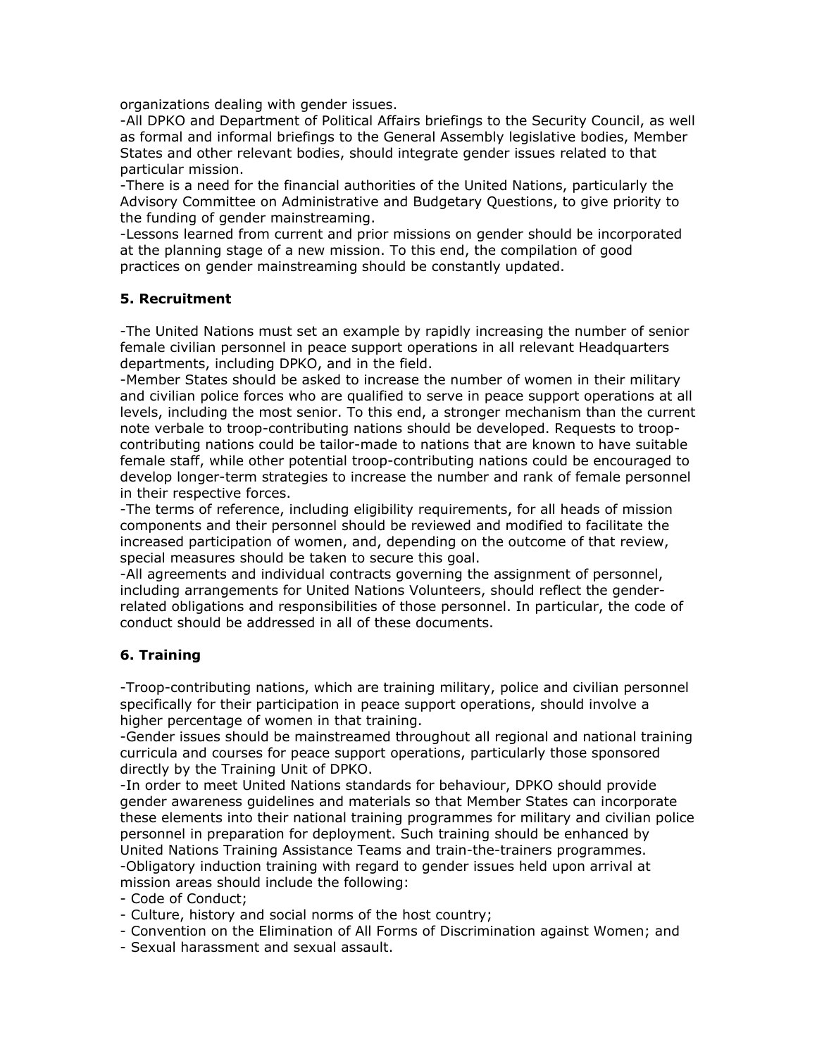organizations dealing with gender issues.

-All DPKO and Department of Political Affairs briefings to the Security Council, as well as formal and informal briefings to the General Assembly legislative bodies, Member States and other relevant bodies, should integrate gender issues related to that particular mission.

-There is a need for the financial authorities of the United Nations, particularly the Advisory Committee on Administrative and Budgetary Questions, to give priority to the funding of gender mainstreaming.

-Lessons learned from current and prior missions on gender should be incorporated at the planning stage of a new mission. To this end, the compilation of good practices on gender mainstreaming should be constantly updated.

**5. Recruitment**

-The United Nations must set an example by rapidly increasing the number of senior female civilian personnel in peace support operations in all relevant Headquarters departments, including DPKO, and in the field.

-Member States should be asked to increase the number of women in their military and civilian police forces who are qualified to serve in peace support operations at all levels, including the most senior. To this end, a stronger mechanism than the current note verbale to troop-contributing nations should be developed. Requests to troop-contributing nations could be tailor-made to nations that are known to have suitable female staff, while other potential troop-contributing nations could be encouraged to develop longer-term strategies to increase the number and rank of female personnel in their respective forces.

-The terms of reference, including eligibility requirements, for all heads of mission components and their personnel should be reviewed and modified to facilitate the increased participation of women, and, depending on the outcome of that review, special measures should be taken to secure this goal.

-All agreements and individual contracts governing the assignment of personnel, including arrangements for United Nations Volunteers, should reflect the gender-related obligations and responsibilities of those personnel. In particular, the code of conduct should be addressed in all of these documents.

**6. Training**

-Troop-contributing nations, which are training military, police and civilian personnel specifically for their participation in peace support operations, should involve a higher percentage of women in that training.

-Gender issues should be mainstreamed throughout all regional and national training curricula and courses for peace support operations, particularly those sponsored directly by the Training Unit of DPKO.

-In order to meet United Nations standards for behaviour, DPKO should provide gender awareness guidelines and materials so that Member States can incorporate these elements into their national training programmes for military and civilian police personnel in preparation for deployment. Such training should be enhanced by United Nations Training Assistance Teams and train-the-trainers programmes.

-Obligatory induction training with regard to gender issues held upon arrival at mission areas should include the following:

- Code of Conduct;
- Culture, history and social norms of the host country;
- Convention on the Elimination of All Forms of Discrimination against Women; and
- Sexual harassment and sexual assault.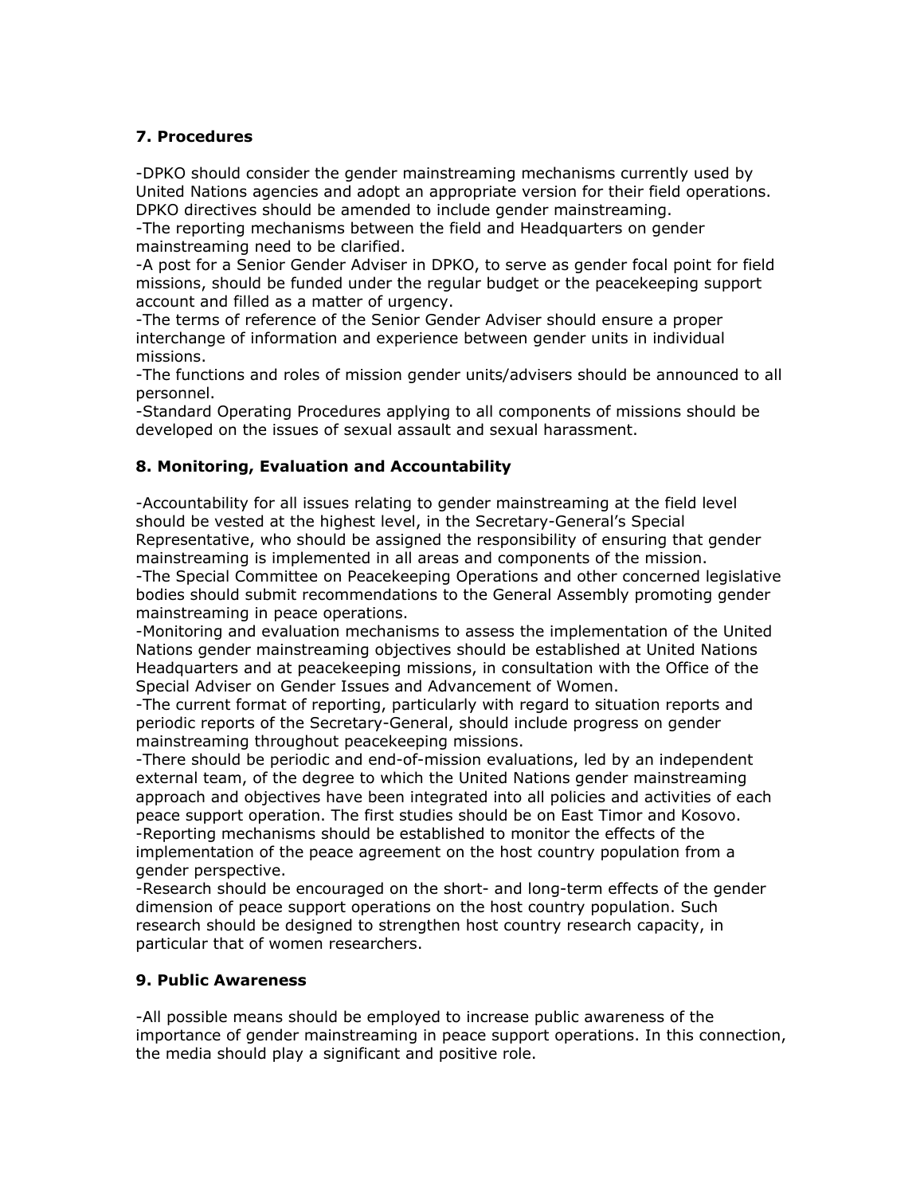**7. Procedures**

-DPKO should consider the gender mainstreaming mechanisms currently used by United Nations agencies and adopt an appropriate version for their field operations. DPKO directives should be amended to include gender mainstreaming.
-The reporting mechanisms between the field and Headquarters on gender mainstreaming need to be clarified.
-A post for a Senior Gender Adviser in DPKO, to serve as gender focal point for field missions, should be funded under the regular budget or the peacekeeping support account and filled as a matter of urgency.
-The terms of reference of the Senior Gender Adviser should ensure a proper interchange of information and experience between gender units in individual missions.
-The functions and roles of mission gender units/advisers should be announced to all personnel.
-Standard Operating Procedures applying to all components of missions should be developed on the issues of sexual assault and sexual harassment.

**8. Monitoring, Evaluation and Accountability**

-Accountability for all issues relating to gender mainstreaming at the field level should be vested at the highest level, in the Secretary-General's Special Representative, who should be assigned the responsibility of ensuring that gender mainstreaming is implemented in all areas and components of the mission.
-The Special Committee on Peacekeeping Operations and other concerned legislative bodies should submit recommendations to the General Assembly promoting gender mainstreaming in peace operations.
-Monitoring and evaluation mechanisms to assess the implementation of the United Nations gender mainstreaming objectives should be established at United Nations Headquarters and at peacekeeping missions, in consultation with the Office of the Special Adviser on Gender Issues and Advancement of Women.
-The current format of reporting, particularly with regard to situation reports and periodic reports of the Secretary-General, should include progress on gender mainstreaming throughout peacekeeping missions.
-There should be periodic and end-of-mission evaluations, led by an independent external team, of the degree to which the United Nations gender mainstreaming approach and objectives have been integrated into all policies and activities of each peace support operation. The first studies should be on East Timor and Kosovo.
-Reporting mechanisms should be established to monitor the effects of the implementation of the peace agreement on the host country population from a gender perspective.
-Research should be encouraged on the short- and long-term effects of the gender dimension of peace support operations on the host country population. Such research should be designed to strengthen host country research capacity, in particular that of women researchers.

**9. Public Awareness**

-All possible means should be employed to increase public awareness of the importance of gender mainstreaming in peace support operations. In this connection, the media should play a significant and positive role.